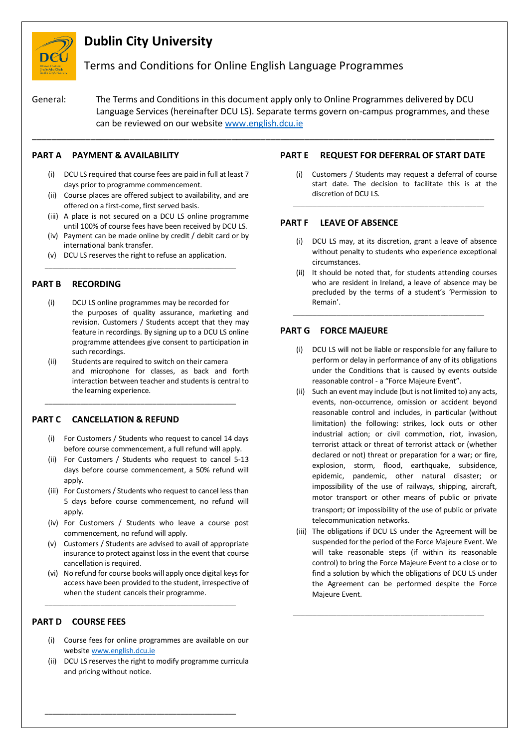# Dublin City University

## Terms and Conditions for Online English Language Programmes

General: The Terms and Conditions in this document apply only to Online Programmes delivered by DCU Language Services (hereinafter DCU LS). Separate terms govern on-campus programmes, and these can be reviewed on our website www.english.dcu.ie

---

### PART A PAYMENT & AVAILABILITY

(i) DCU LS required that course fees are paid in full at least 7 days prior to programme commencement.
(ii) Course places are offered subject to availability, and are offered on a first-come, first served basis.
(iii) A place is not secured on a DCU LS online programme until 100% of course fees have been received by DCU LS.
(iv) Payment can be made online by credit / debit card or by international bank transfer.
(v) DCU LS reserves the right to refuse an application.

---

### PART B RECORDING

(i) DCU LS online programmes may be recorded for the purposes of quality assurance, marketing and revision. Customers / Students accept that they may feature in recordings. By signing up to a DCU LS online programme attendees give consent to participation in such recordings.
(ii) Students are required to switch on their camera and microphone for classes, as back and forth interaction between teacher and students is central to the learning experience.

---

### PART C CANCELLATION & REFUND

(i) For Customers / Students who request to cancel 14 days before course commencement, a full refund will apply.
(ii) For Customers / Students who request to cancel 5-13 days before course commencement, a 50% refund will apply.
(iii) For Customers / Students who request to cancel less than 5 days before course commencement, no refund will apply.
(iv) For Customers / Students who leave a course post commencement, no refund will apply.
(v) Customers / Students are advised to avail of appropriate insurance to protect against loss in the event that course cancellation is required.
(vi) No refund for course books will apply once digital keys for access have been provided to the student, irrespective of when the student cancels their programme.

---

### PART D COURSE FEES

(i) Course fees for online programmes are available on our website www.english.dcu.ie
(ii) DCU LS reserves the right to modify programme curricula and pricing without notice.

---

### PART E REQUEST FOR DEFERRAL OF START DATE

(i) Customers / Students may request a deferral of course start date. The decision to facilitate this is at the discretion of DCU LS.

---

### PART F LEAVE OF ABSENCE

(i) DCU LS may, at its discretion, grant a leave of absence without penalty to students who experience exceptional circumstances.
(ii) It should be noted that, for students attending courses who are resident in Ireland, a leave of absence may be precluded by the terms of a student's 'Permission to Remain'.

---

### PART G FORCE MAJEURE

(i) DCU LS will not be liable or responsible for any failure to perform or delay in performance of any of its obligations under the Conditions that is caused by events outside reasonable control - a "Force Majeure Event".
(ii) Such an event may include (but is not limited to) any acts, events, non-occurrence, omission or accident beyond reasonable control and includes, in particular (without limitation) the following: strikes, lock outs or other industrial action; or civil commotion, riot, invasion, terrorist attack or threat of terrorist attack or (whether declared or not) threat or preparation for a war; or fire, explosion, storm, flood, earthquake, subsidence, epidemic, pandemic, other natural disaster; or impossibility of the use of railways, shipping, aircraft, motor transport or other means of public or private transport; or impossibility of the use of public or private telecommunication networks.
(iii) The obligations if DCU LS under the Agreement will be suspended for the period of the Force Majeure Event. We will take reasonable steps (if within its reasonable control) to bring the Force Majeure Event to a close or to find a solution by which the obligations of DCU LS under the Agreement can be performed despite the Force Majeure Event.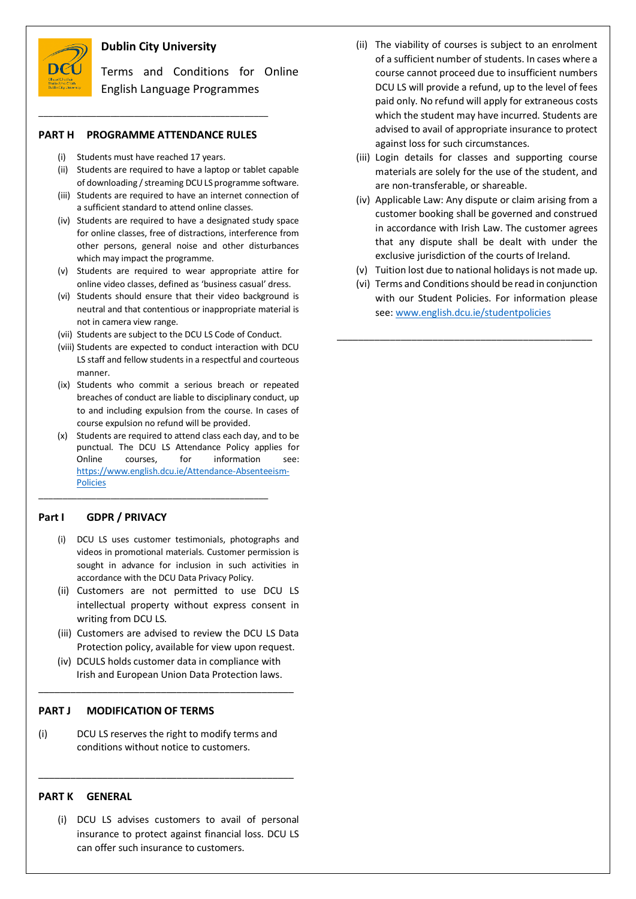**Dublin City University**

Terms and Conditions for Online English Language Programmes

## PART H PROGRAMME ATTENDANCE RULES

(i) Students must have reached 17 years.
(ii) Students are required to have a laptop or tablet capable of downloading / streaming DCU LS programme software.
(iii) Students are required to have an internet connection of a sufficient standard to attend online classes.
(iv) Students are required to have a designated study space for online classes, free of distractions, interference from other persons, general noise and other disturbances which may impact the programme.
(v) Students are required to wear appropriate attire for online video classes, defined as 'business casual' dress.
(vi) Students should ensure that their video background is neutral and that contentious or inappropriate material is not in camera view range.
(vii) Students are subject to the DCU LS Code of Conduct.
(viii) Students are expected to conduct interaction with DCU LS staff and fellow students in a respectful and courteous manner.
(ix) Students who commit a serious breach or repeated breaches of conduct are liable to disciplinary conduct, up to and including expulsion from the course. In cases of course expulsion no refund will be provided.
(x) Students are required to attend class each day, and to be punctual. The DCU LS Attendance Policy applies for Online courses, for information see: [https://www.english.dcu.ie/Attendance-Absenteeism-Policies](https://www.english.dcu.ie/Attendance-Absenteeism-Policies)

## Part I GDPR / PRIVACY

(i) DCU LS uses customer testimonials, photographs and videos in promotional materials. Customer permission is sought in advance for inclusion in such activities in accordance with the DCU Data Privacy Policy.
(ii) Customers are not permitted to use DCU LS intellectual property without express consent in writing from DCU LS.
(iii) Customers are advised to review the DCU LS Data Protection policy, available for view upon request.
(iv) DCULS holds customer data in compliance with Irish and European Union Data Protection laws.

## PART J MODIFICATION OF TERMS

(i) DCU LS reserves the right to modify terms and conditions without notice to customers.

## PART K GENERAL

(i) DCU LS advises customers to avail of personal insurance to protect against financial loss. DCU LS can offer such insurance to customers.
(ii) The viability of courses is subject to an enrolment of a sufficient number of students. In cases where a course cannot proceed due to insufficient numbers DCU LS will provide a refund, up to the level of fees paid only. No refund will apply for extraneous costs which the student may have incurred. Students are advised to avail of appropriate insurance to protect against loss for such circumstances.
(iii) Login details for classes and supporting course materials are solely for the use of the student, and are non-transferable, or shareable.
(iv) Applicable Law: Any dispute or claim arising from a customer booking shall be governed and construed in accordance with Irish Law. The customer agrees that any dispute shall be dealt with under the exclusive jurisdiction of the courts of Ireland.
(v) Tuition lost due to national holidays is not made up.
(vi) Terms and Conditions should be read in conjunction with our Student Policies. For information please see: [www.english.dcu.ie/studentpolicies](www.english.dcu.ie/studentpolicies)